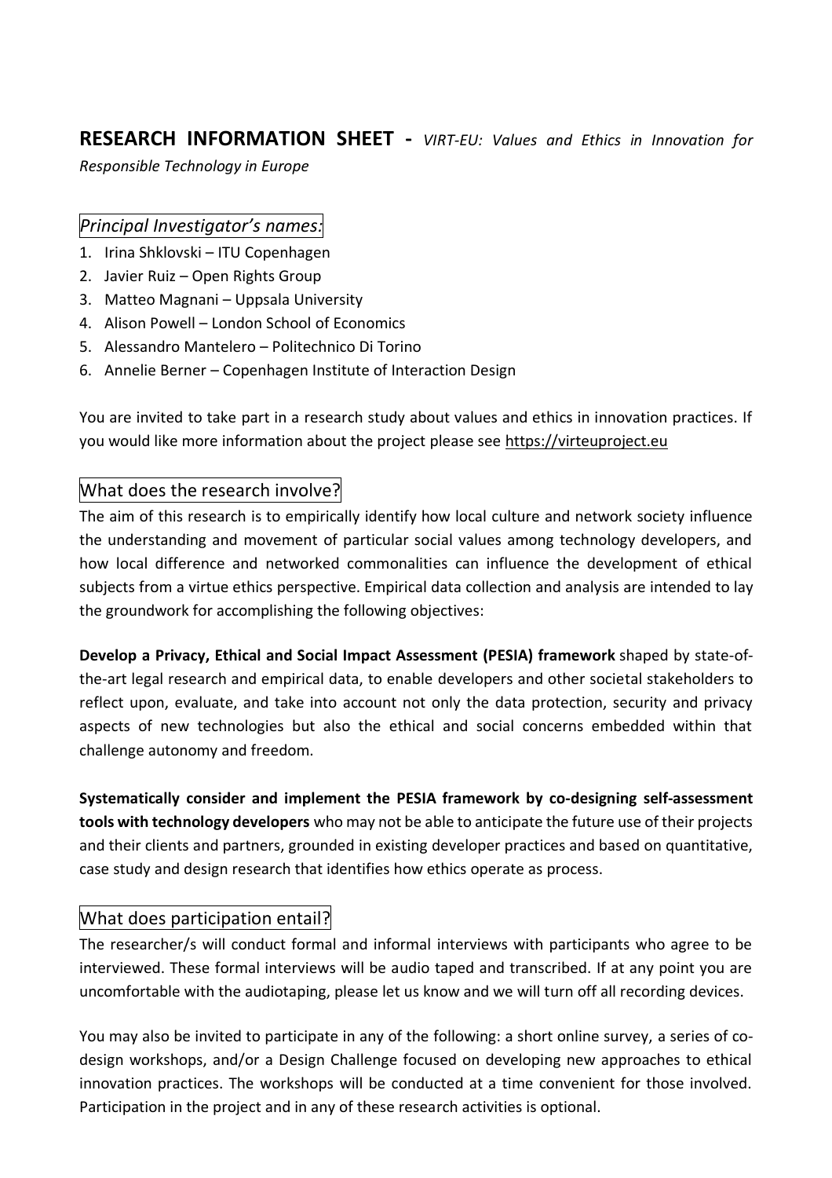# RESEARCH INFORMATION SHEET - *VIRT-EU: Values and Ethics in Innovation for Responsible Technology in Europe*

## *Principal Investigator's names:*

1. Irina Shklovski – ITU Copenhagen
2. Javier Ruiz – Open Rights Group
3. Matteo Magnani – Uppsala University
4. Alison Powell – London School of Economics
5. Alessandro Mantelero – Politechnico Di Torino
6. Annelie Berner – Copenhagen Institute of Interaction Design

You are invited to take part in a research study about values and ethics in innovation practices. If you would like more information about the project please see https://virteuproject.eu

## What does the research involve?

The aim of this research is to empirically identify how local culture and network society influence the understanding and movement of particular social values among technology developers, and how local difference and networked commonalities can influence the development of ethical subjects from a virtue ethics perspective. Empirical data collection and analysis are intended to lay the groundwork for accomplishing the following objectives:

**Develop a Privacy, Ethical and Social Impact Assessment (PESIA) framework** shaped by state-of-the-art legal research and empirical data, to enable developers and other societal stakeholders to reflect upon, evaluate, and take into account not only the data protection, security and privacy aspects of new technologies but also the ethical and social concerns embedded within that challenge autonomy and freedom.

**Systematically consider and implement the PESIA framework by co-designing self-assessment tools with technology developers** who may not be able to anticipate the future use of their projects and their clients and partners, grounded in existing developer practices and based on quantitative, case study and design research that identifies how ethics operate as process.

## What does participation entail?

The researcher/s will conduct formal and informal interviews with participants who agree to be interviewed. These formal interviews will be audio taped and transcribed. If at any point you are uncomfortable with the audiotaping, please let us know and we will turn off all recording devices.

You may also be invited to participate in any of the following: a short online survey, a series of co-design workshops, and/or a Design Challenge focused on developing new approaches to ethical innovation practices. The workshops will be conducted at a time convenient for those involved. Participation in the project and in any of these research activities is optional.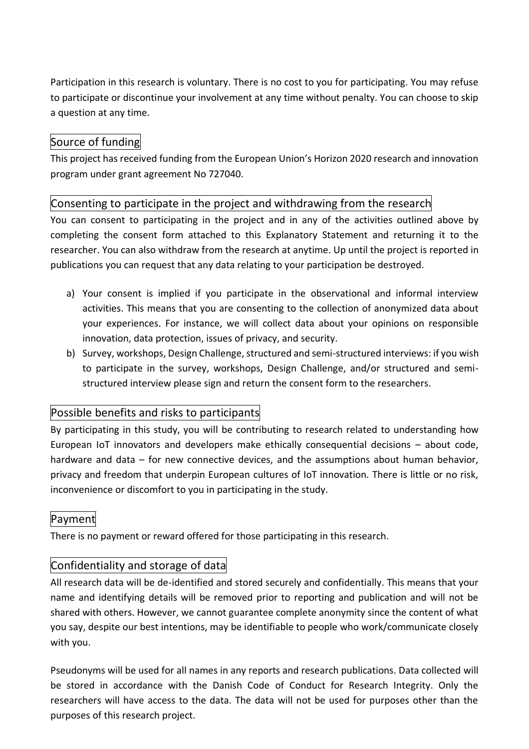Participation in this research is voluntary. There is no cost to you for participating. You may refuse to participate or discontinue your involvement at any time without penalty. You can choose to skip a question at any time.

## Source of funding

This project has received funding from the European Union's Horizon 2020 research and innovation program under grant agreement No 727040.

## Consenting to participate in the project and withdrawing from the research

You can consent to participating in the project and in any of the activities outlined above by completing the consent form attached to this Explanatory Statement and returning it to the researcher. You can also withdraw from the research at anytime. Up until the project is reported in publications you can request that any data relating to your participation be destroyed.

a) Your consent is implied if you participate in the observational and informal interview activities. This means that you are consenting to the collection of anonymized data about your experiences. For instance, we will collect data about your opinions on responsible innovation, data protection, issues of privacy, and security.
b) Survey, workshops, Design Challenge, structured and semi-structured interviews: if you wish to participate in the survey, workshops, Design Challenge, and/or structured and semi-structured interview please sign and return the consent form to the researchers.

## Possible benefits and risks to participants

By participating in this study, you will be contributing to research related to understanding how European IoT innovators and developers make ethically consequential decisions – about code, hardware and data – for new connective devices, and the assumptions about human behavior, privacy and freedom that underpin European cultures of IoT innovation. There is little or no risk, inconvenience or discomfort to you in participating in the study.

## Payment

There is no payment or reward offered for those participating in this research.

## Confidentiality and storage of data

All research data will be de-identified and stored securely and confidentially. This means that your name and identifying details will be removed prior to reporting and publication and will not be shared with others. However, we cannot guarantee complete anonymity since the content of what you say, despite our best intentions, may be identifiable to people who work/communicate closely with you.

Pseudonyms will be used for all names in any reports and research publications. Data collected will be stored in accordance with the Danish Code of Conduct for Research Integrity. Only the researchers will have access to the data. The data will not be used for purposes other than the purposes of this research project.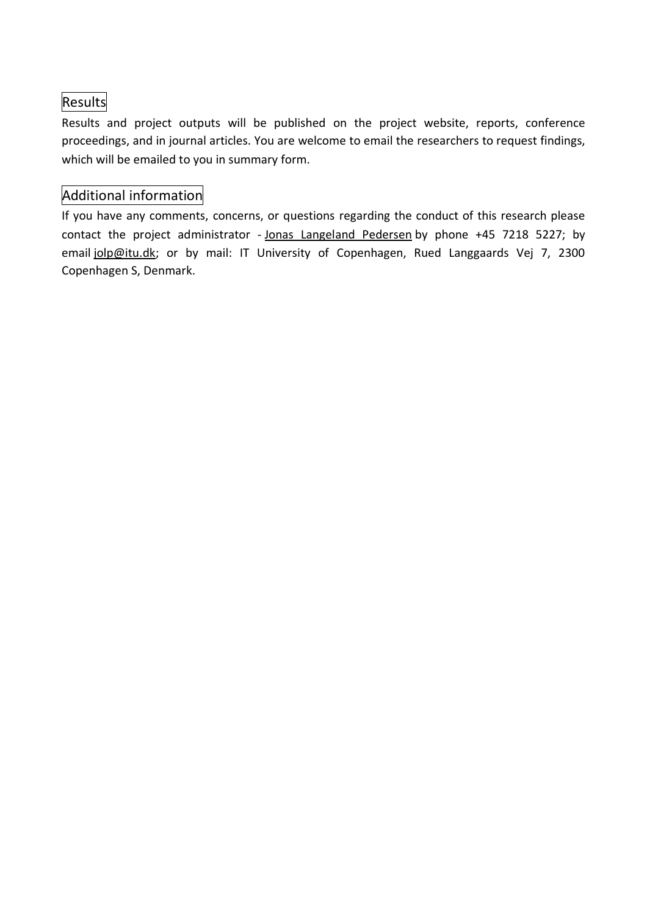## Results

Results and project outputs will be published on the project website, reports, conference proceedings, and in journal articles. You are welcome to email the researchers to request findings, which will be emailed to you in summary form.

## Additional information

If you have any comments, concerns, or questions regarding the conduct of this research please contact the project administrator - Jonas Langeland Pedersen by phone +45 7218 5227; by email jolp@itu.dk; or by mail: IT University of Copenhagen, Rued Langgaards Vej 7, 2300 Copenhagen S, Denmark.